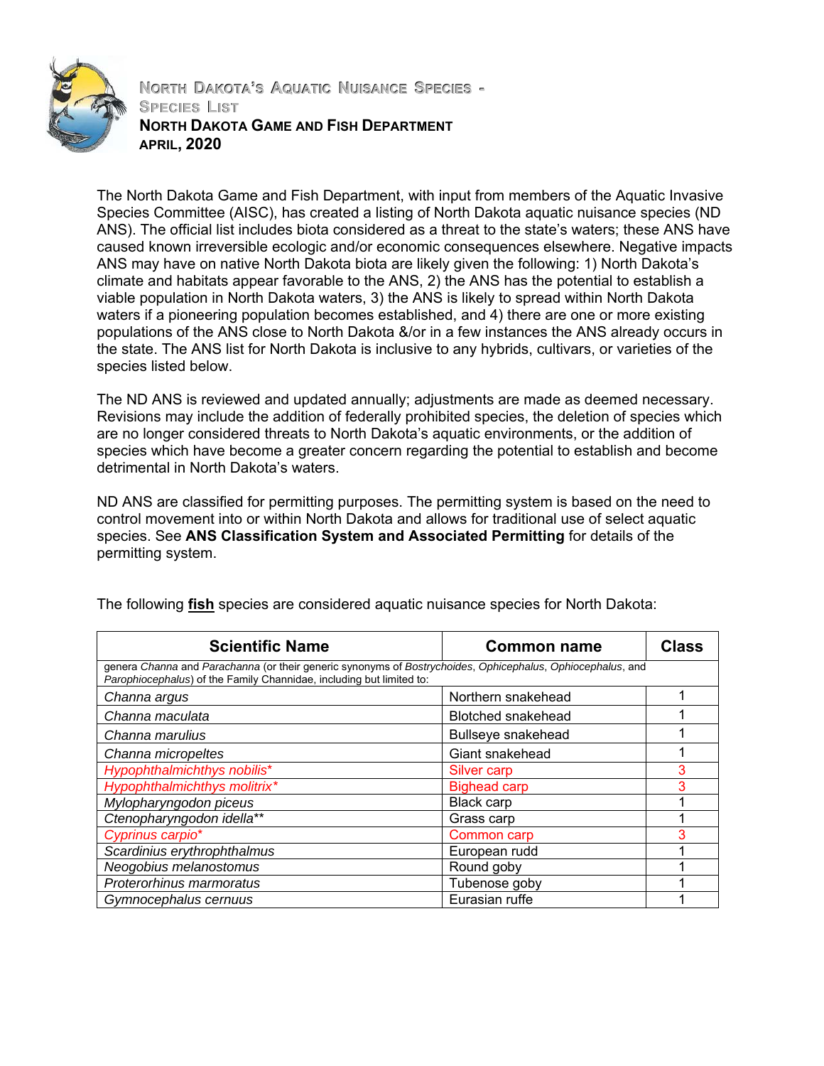# North Dakota's Aquatic Nuisance Species - Species List

**North Dakota Game and Fish Department**

**April, 2020**

The North Dakota Game and Fish Department, with input from members of the Aquatic Invasive Species Committee (AISC), has created a listing of North Dakota aquatic nuisance species (ND ANS). The official list includes biota considered as a threat to the state's waters; these ANS have caused known irreversible ecologic and/or economic consequences elsewhere. Negative impacts ANS may have on native North Dakota biota are likely given the following: 1) North Dakota's climate and habitats appear favorable to the ANS, 2) the ANS has the potential to establish a viable population in North Dakota waters, 3) the ANS is likely to spread within North Dakota waters if a pioneering population becomes established, and 4) there are one or more existing populations of the ANS close to North Dakota &/or in a few instances the ANS already occurs in the state. The ANS list for North Dakota is inclusive to any hybrids, cultivars, or varieties of the species listed below.

The ND ANS is reviewed and updated annually; adjustments are made as deemed necessary. Revisions may include the addition of federally prohibited species, the deletion of species which are no longer considered threats to North Dakota's aquatic environments, or the addition of species which have become a greater concern regarding the potential to establish and become detrimental in North Dakota's waters.

ND ANS are classified for permitting purposes. The permitting system is based on the need to control movement into or within North Dakota and allows for traditional use of select aquatic species. See **ANS Classification System and Associated Permitting** for details of the permitting system.

The following **fish** species are considered aquatic nuisance species for North Dakota:

| Scientific Name | Common name | Class |
| --- | --- | --- |
| genera *Channa* and *Parachanna* (or their generic synonyms of *Bostrychoides*, *Ophicephalus*, *Ophiocephalus*, and *Parophiocephalus*) of the Family Channidae, including but limited to: | | |
| *Channa argus* | Northern snakehead | 1 |
| *Channa maculata* | Blotched snakehead | 1 |
| *Channa marulius* | Bullseye snakehead | 1 |
| *Channa micropeltes* | Giant snakehead | 1 |
| *Hypophthalmichthys nobilis** | Silver carp | 3 |
| *Hypophthalmichthys molitrix** | Bighead carp | 3 |
| *Mylopharyngodon piceus* | Black carp | 1 |
| *Ctenopharyngodon idella*** | Grass carp | 1 |
| *Cyprinus carpio** | Common carp | 3 |
| *Scardinius erythrophthalmus* | European rudd | 1 |
| *Neogobius melanostomus* | Round goby | 1 |
| *Proterorhinus marmoratus* | Tubenose goby | 1 |
| *Gymnocephalus cernuus* | Eurasian ruffe | 1 |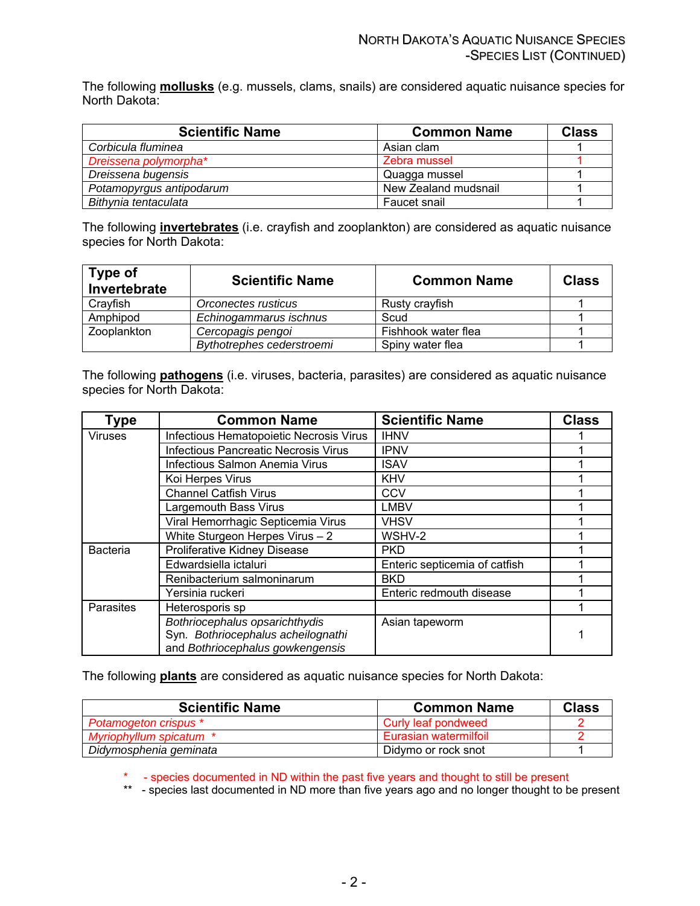The following **mollusks** (e.g. mussels, clams, snails) are considered aquatic nuisance species for North Dakota:

| Scientific Name | Common Name | Class |
|---|---|---|
| *Corbicula fluminea* | Asian clam | 1 |
| *Dreissena polymorpha** | Zebra mussel | 1 |
| *Dreissena bugensis* | Quagga mussel | 1 |
| *Potamopyrgus antipodarum* | New Zealand mudsnail | 1 |
| *Bithynia tentaculata* | Faucet snail | 1 |

The following **invertebrates** (i.e. crayfish and zooplankton) are considered as aquatic nuisance species for North Dakota:

| Type of Invertebrate | Scientific Name | Common Name | Class |
|---|---|---|---|
| Crayfish | *Orconectes rusticus* | Rusty crayfish | 1 |
| Amphipod | *Echinogammarus ischnus* | Scud | 1 |
| Zooplankton | *Cercopagis pengoi* | Fishhook water flea | 1 |
| | *Bythotrephes cederstroemi* | Spiny water flea | 1 |

The following **pathogens** (i.e. viruses, bacteria, parasites) are considered as aquatic nuisance species for North Dakota:

| Type | Common Name | Scientific Name | Class |
|---|---|---|---|
| Viruses | Infectious Hematopoietic Necrosis Virus | IHNV | 1 |
| | Infectious Pancreatic Necrosis Virus | IPNV | 1 |
| | Infectious Salmon Anemia Virus | ISAV | 1 |
| | Koi Herpes Virus | KHV | 1 |
| | Channel Catfish Virus | CCV | 1 |
| | Largemouth Bass Virus | LMBV | 1 |
| | Viral Hemorrhagic Septicemia Virus | VHSV | 1 |
| | White Sturgeon Herpes Virus – 2 | WSHV-2 | 1 |
| Bacteria | Proliferative Kidney Disease | PKD | 1 |
| | Edwardsiella ictaluri | Enteric septicemia of catfish | 1 |
| | Renibacterium salmoninarum | BKD | 1 |
| | Yersinia ruckeri | Enteric redmouth disease | 1 |
| Parasites | Heterosporis sp | | 1 |
| | *Bothriocephalus opsarichthydis* Syn. *Bothriocephalus acheilognathi* and *Bothriocephalus gowkengensis* | Asian tapeworm | 1 |

The following **plants** are considered as aquatic nuisance species for North Dakota:

| Scientific Name | Common Name | Class |
|---|---|---|
| *Potamogeton crispus* * | Curly leaf pondweed | 2 |
| *Myriophyllum spicatum* * | Eurasian watermilfoil | 2 |
| *Didymosphenia geminata* | Didymo or rock snot | 1 |

\* - species documented in ND within the past five years and thought to still be present

** - species last documented in ND more than five years ago and no longer thought to be present